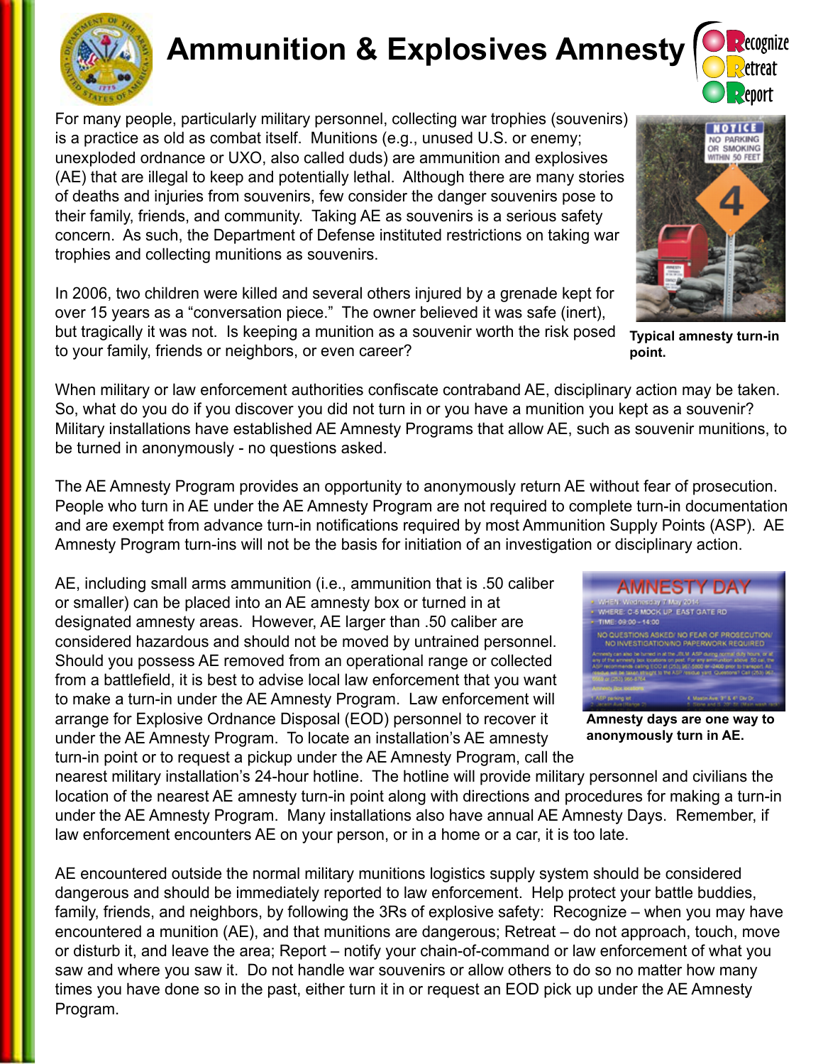# Ammunition & Explosives Amnesty

Recognize
Retreat
Report

For many people, particularly military personnel, collecting war trophies (souvenirs) is a practice as old as combat itself. Munitions (e.g., unused U.S. or enemy; unexploded ordnance or UXO, also called duds) are ammunition and explosives (AE) that are illegal to keep and potentially lethal. Although there are many stories of deaths and injuries from souvenirs, few consider the danger souvenirs pose to their family, friends, and community. Taking AE as souvenirs is a serious safety concern. As such, the Department of Defense instituted restrictions on taking war trophies and collecting munitions as souvenirs.

In 2006, two children were killed and several others injured by a grenade kept for over 15 years as a "conversation piece." The owner believed it was safe (inert), but tragically it was not. Is keeping a munition as a souvenir worth the risk posed to your family, friends or neighbors, or even career?

**Typical amnesty turn-in point.**

When military or law enforcement authorities confiscate contraband AE, disciplinary action may be taken. So, what do you do if you discover you did not turn in or you have a munition you kept as a souvenir? Military installations have established AE Amnesty Programs that allow AE, such as souvenir munitions, to be turned in anonymously - no questions asked.

The AE Amnesty Program provides an opportunity to anonymously return AE without fear of prosecution. People who turn in AE under the AE Amnesty Program are not required to complete turn-in documentation and are exempt from advance turn-in notifications required by most Ammunition Supply Points (ASP). AE Amnesty Program turn-ins will not be the basis for initiation of an investigation or disciplinary action.

AE, including small arms ammunition (i.e., ammunition that is .50 caliber or smaller) can be placed into an AE amnesty box or turned in at designated amnesty areas. However, AE larger than .50 caliber are considered hazardous and should not be moved by untrained personnel. Should you possess AE removed from an operational range or collected from a battlefield, it is best to advise local law enforcement that you want to make a turn-in under the AE Amnesty Program. Law enforcement will arrange for Explosive Ordnance Disposal (EOD) personnel to recover it under the AE Amnesty Program. To locate an installation's AE amnesty turn-in point or to request a pickup under the AE Amnesty Program, call the nearest military installation's 24-hour hotline. The hotline will provide military personnel and civilians the location of the nearest AE amnesty turn-in point along with directions and procedures for making a turn-in under the AE Amnesty Program. Many installations also have annual AE Amnesty Days. Remember, if law enforcement encounters AE on your person, or in a home or a car, it is too late.

**Amnesty days are one way to anonymously turn in AE.**

AE encountered outside the normal military munitions logistics supply system should be considered dangerous and should be immediately reported to law enforcement. Help protect your battle buddies, family, friends, and neighbors, by following the 3Rs of explosive safety: Recognize – when you may have encountered a munition (AE), and that munitions are dangerous; Retreat – do not approach, touch, move or disturb it, and leave the area; Report – notify your chain-of-command or law enforcement of what you saw and where you saw it. Do not handle war souvenirs or allow others to do so no matter how many times you have done so in the past, either turn it in or request an EOD pick up under the AE Amnesty Program.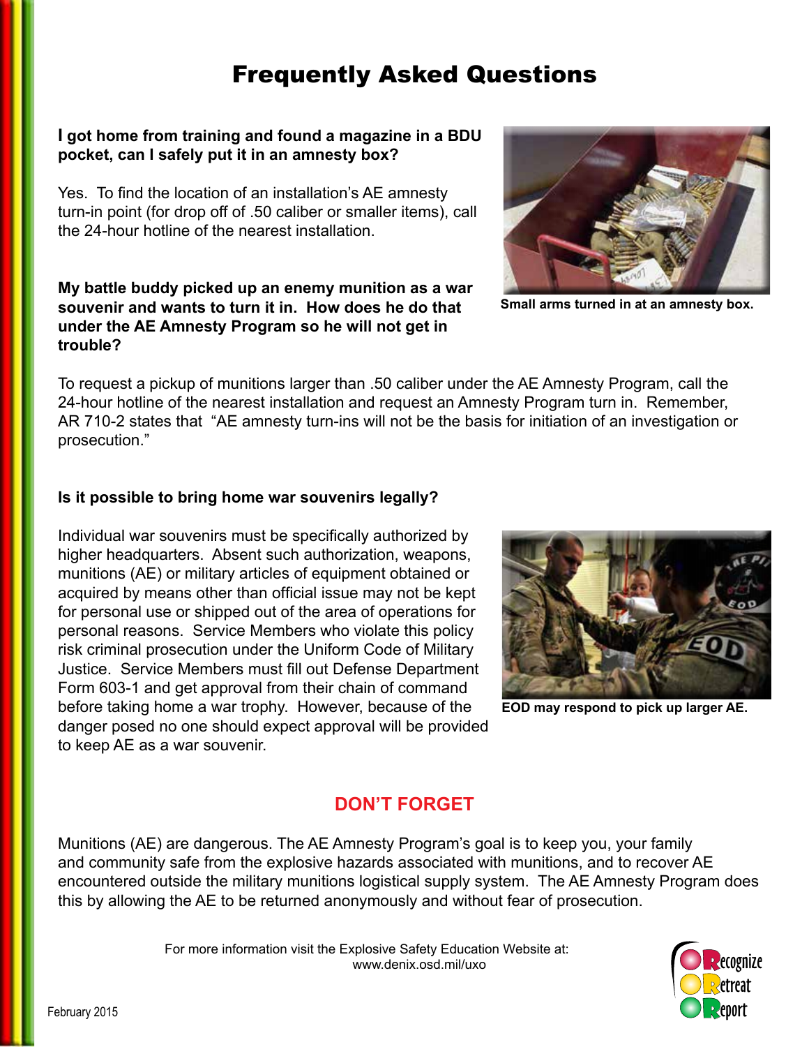# Frequently Asked Questions

**I got home from training and found a magazine in a BDU pocket, can I safely put it in an amnesty box?**

Yes. To find the location of an installation's AE amnesty turn-in point (for drop off of .50 caliber or smaller items), call the 24-hour hotline of the nearest installation.

Small arms turned in at an amnesty box.

**My battle buddy picked up an enemy munition as a war souvenir and wants to turn it in. How does he do that under the AE Amnesty Program so he will not get in trouble?**

To request a pickup of munitions larger than .50 caliber under the AE Amnesty Program, call the 24-hour hotline of the nearest installation and request an Amnesty Program turn in. Remember, AR 710-2 states that "AE amnesty turn-ins will not be the basis for initiation of an investigation or prosecution."

**Is it possible to bring home war souvenirs legally?**

Individual war souvenirs must be specifically authorized by higher headquarters. Absent such authorization, weapons, munitions (AE) or military articles of equipment obtained or acquired by means other than official issue may not be kept for personal use or shipped out of the area of operations for personal reasons. Service Members who violate this policy risk criminal prosecution under the Uniform Code of Military Justice. Service Members must fill out Defense Department Form 603-1 and get approval from their chain of command before taking home a war trophy. However, because of the danger posed no one should expect approval will be provided to keep AE as a war souvenir.

EOD may respond to pick up larger AE.

## DON'T FORGET

Munitions (AE) are dangerous. The AE Amnesty Program's goal is to keep you, your family and community safe from the explosive hazards associated with munitions, and to recover AE encountered outside the military munitions logistical supply system. The AE Amnesty Program does this by allowing the AE to be returned anonymously and without fear of prosecution.

For more information visit the Explosive Safety Education Website at:
www.denix.osd.mil/uxo

Recognize
Retreat
Report

February 2015